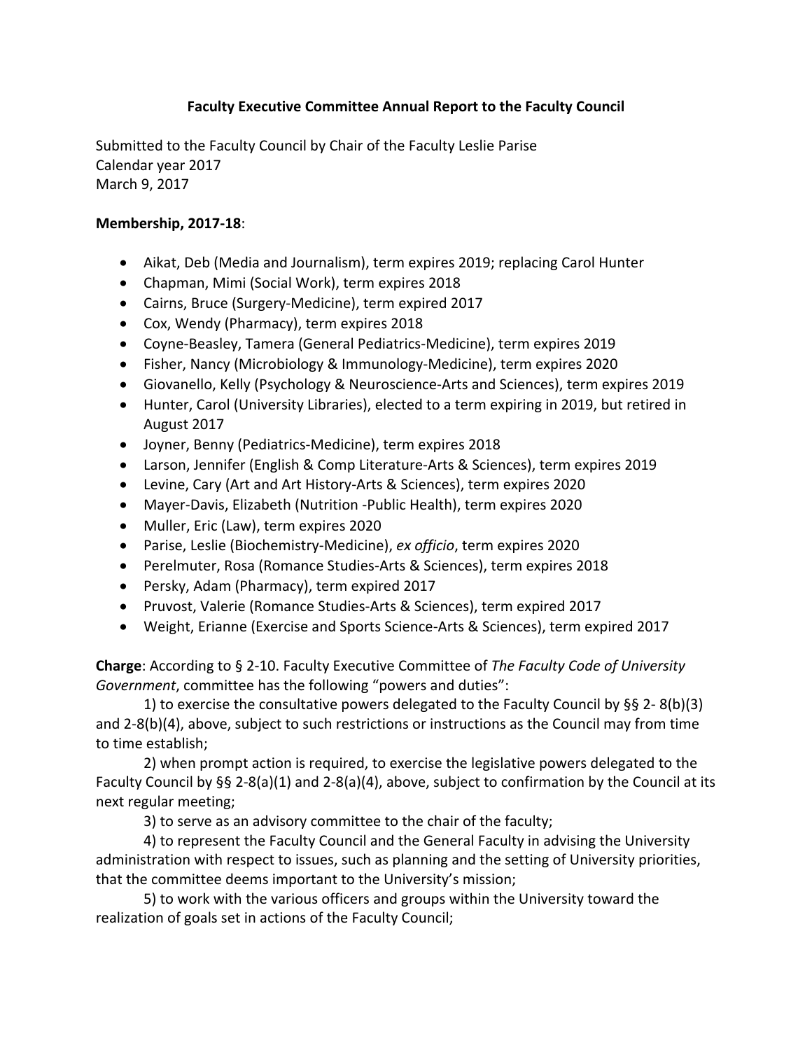# Faculty Executive Committee Annual Report to the Faculty Council

Submitted to the Faculty Council by Chair of the Faculty Leslie Parise
Calendar year 2017
March 9, 2017

**Membership, 2017-18**:

- Aikat, Deb (Media and Journalism), term expires 2019; replacing Carol Hunter
- Chapman, Mimi (Social Work), term expires 2018
- Cairns, Bruce (Surgery-Medicine), term expired 2017
- Cox, Wendy (Pharmacy), term expires 2018
- Coyne-Beasley, Tamera (General Pediatrics-Medicine), term expires 2019
- Fisher, Nancy (Microbiology & Immunology-Medicine), term expires 2020
- Giovanello, Kelly (Psychology & Neuroscience-Arts and Sciences), term expires 2019
- Hunter, Carol (University Libraries), elected to a term expiring in 2019, but retired in August 2017
- Joyner, Benny (Pediatrics-Medicine), term expires 2018
- Larson, Jennifer (English & Comp Literature-Arts & Sciences), term expires 2019
- Levine, Cary (Art and Art History-Arts & Sciences), term expires 2020
- Mayer-Davis, Elizabeth (Nutrition -Public Health), term expires 2020
- Muller, Eric (Law), term expires 2020
- Parise, Leslie (Biochemistry-Medicine), *ex officio*, term expires 2020
- Perelmuter, Rosa (Romance Studies-Arts & Sciences), term expires 2018
- Persky, Adam (Pharmacy), term expired 2017
- Pruvost, Valerie (Romance Studies-Arts & Sciences), term expired 2017
- Weight, Erianne (Exercise and Sports Science-Arts & Sciences), term expired 2017

**Charge**: According to § 2-10. Faculty Executive Committee of *The Faculty Code of University Government*, committee has the following "powers and duties":

1) to exercise the consultative powers delegated to the Faculty Council by §§ 2- 8(b)(3) and 2-8(b)(4), above, subject to such restrictions or instructions as the Council may from time to time establish;

2) when prompt action is required, to exercise the legislative powers delegated to the Faculty Council by §§ 2-8(a)(1) and 2-8(a)(4), above, subject to confirmation by the Council at its next regular meeting;

3) to serve as an advisory committee to the chair of the faculty;

4) to represent the Faculty Council and the General Faculty in advising the University administration with respect to issues, such as planning and the setting of University priorities, that the committee deems important to the University's mission;

5) to work with the various officers and groups within the University toward the realization of goals set in actions of the Faculty Council;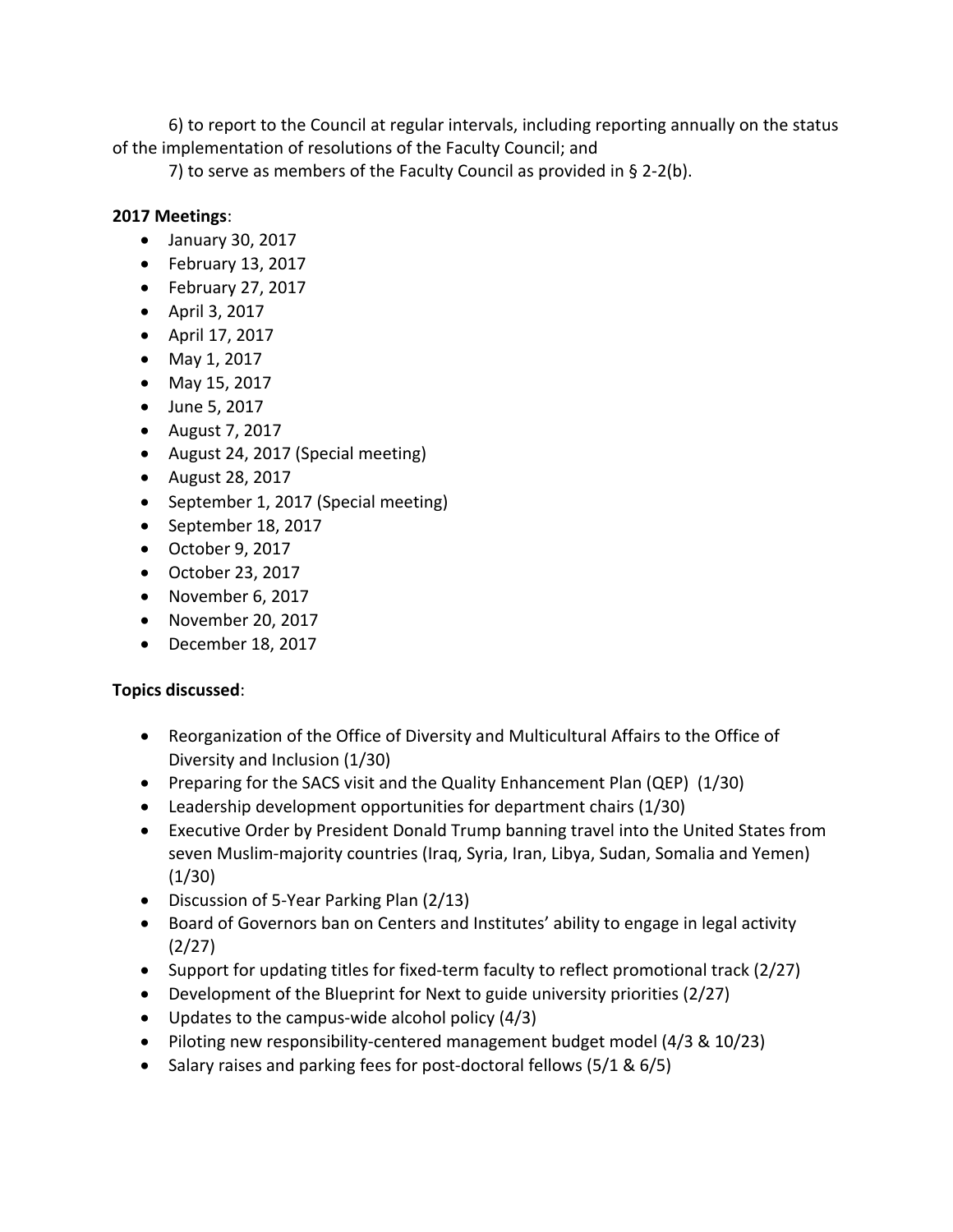6) to report to the Council at regular intervals, including reporting annually on the status of the implementation of resolutions of the Faculty Council; and

7) to serve as members of the Faculty Council as provided in § 2-2(b).

**2017 Meetings**:

- January 30, 2017
- February 13, 2017
- February 27, 2017
- April 3, 2017
- April 17, 2017
- May 1, 2017
- May 15, 2017
- June 5, 2017
- August 7, 2017
- August 24, 2017 (Special meeting)
- August 28, 2017
- September 1, 2017 (Special meeting)
- September 18, 2017
- October 9, 2017
- October 23, 2017
- November 6, 2017
- November 20, 2017
- December 18, 2017

**Topics discussed**:

- Reorganization of the Office of Diversity and Multicultural Affairs to the Office of Diversity and Inclusion (1/30)
- Preparing for the SACS visit and the Quality Enhancement Plan (QEP) (1/30)
- Leadership development opportunities for department chairs (1/30)
- Executive Order by President Donald Trump banning travel into the United States from seven Muslim-majority countries (Iraq, Syria, Iran, Libya, Sudan, Somalia and Yemen) (1/30)
- Discussion of 5-Year Parking Plan (2/13)
- Board of Governors ban on Centers and Institutes' ability to engage in legal activity (2/27)
- Support for updating titles for fixed-term faculty to reflect promotional track (2/27)
- Development of the Blueprint for Next to guide university priorities (2/27)
- Updates to the campus-wide alcohol policy (4/3)
- Piloting new responsibility-centered management budget model (4/3 & 10/23)
- Salary raises and parking fees for post-doctoral fellows (5/1 & 6/5)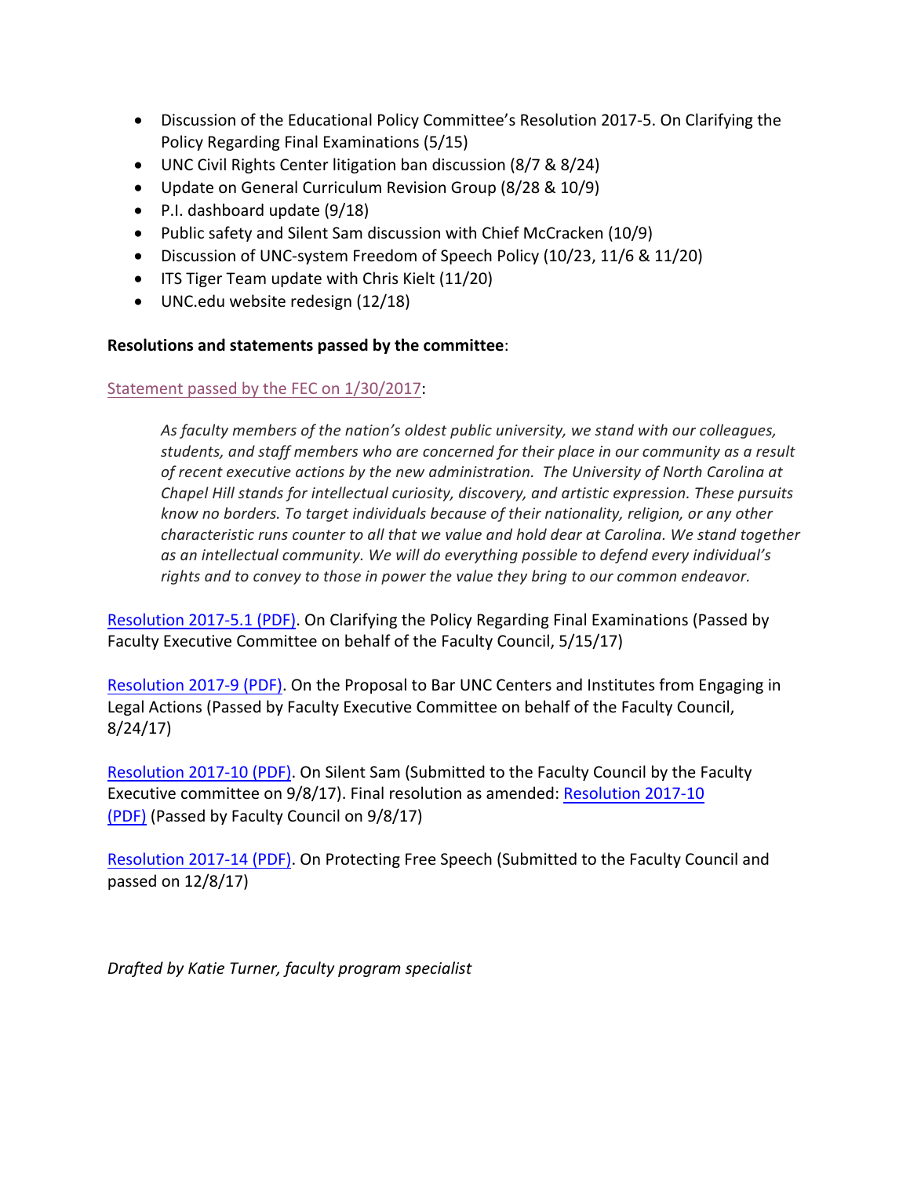- Discussion of the Educational Policy Committee's Resolution 2017-5. On Clarifying the Policy Regarding Final Examinations (5/15)
- UNC Civil Rights Center litigation ban discussion (8/7 & 8/24)
- Update on General Curriculum Revision Group (8/28 & 10/9)
- P.I. dashboard update (9/18)
- Public safety and Silent Sam discussion with Chief McCracken (10/9)
- Discussion of UNC-system Freedom of Speech Policy (10/23, 11/6 & 11/20)
- ITS Tiger Team update with Chris Kielt (11/20)
- UNC.edu website redesign (12/18)

**Resolutions and statements passed by the committee**:

Statement passed by the FEC on 1/30/2017:

> *As faculty members of the nation's oldest public university, we stand with our colleagues, students, and staff members who are concerned for their place in our community as a result of recent executive actions by the new administration. The University of North Carolina at Chapel Hill stands for intellectual curiosity, discovery, and artistic expression. These pursuits know no borders. To target individuals because of their nationality, religion, or any other characteristic runs counter to all that we value and hold dear at Carolina. We stand together as an intellectual community. We will do everything possible to defend every individual's rights and to convey to those in power the value they bring to our common endeavor.*

Resolution 2017-5.1 (PDF). On Clarifying the Policy Regarding Final Examinations (Passed by Faculty Executive Committee on behalf of the Faculty Council, 5/15/17)

Resolution 2017-9 (PDF). On the Proposal to Bar UNC Centers and Institutes from Engaging in Legal Actions (Passed by Faculty Executive Committee on behalf of the Faculty Council, 8/24/17)

Resolution 2017-10 (PDF). On Silent Sam (Submitted to the Faculty Council by the Faculty Executive committee on 9/8/17). Final resolution as amended: Resolution 2017-10 (PDF) (Passed by Faculty Council on 9/8/17)

Resolution 2017-14 (PDF). On Protecting Free Speech (Submitted to the Faculty Council and passed on 12/8/17)

*Drafted by Katie Turner, faculty program specialist*